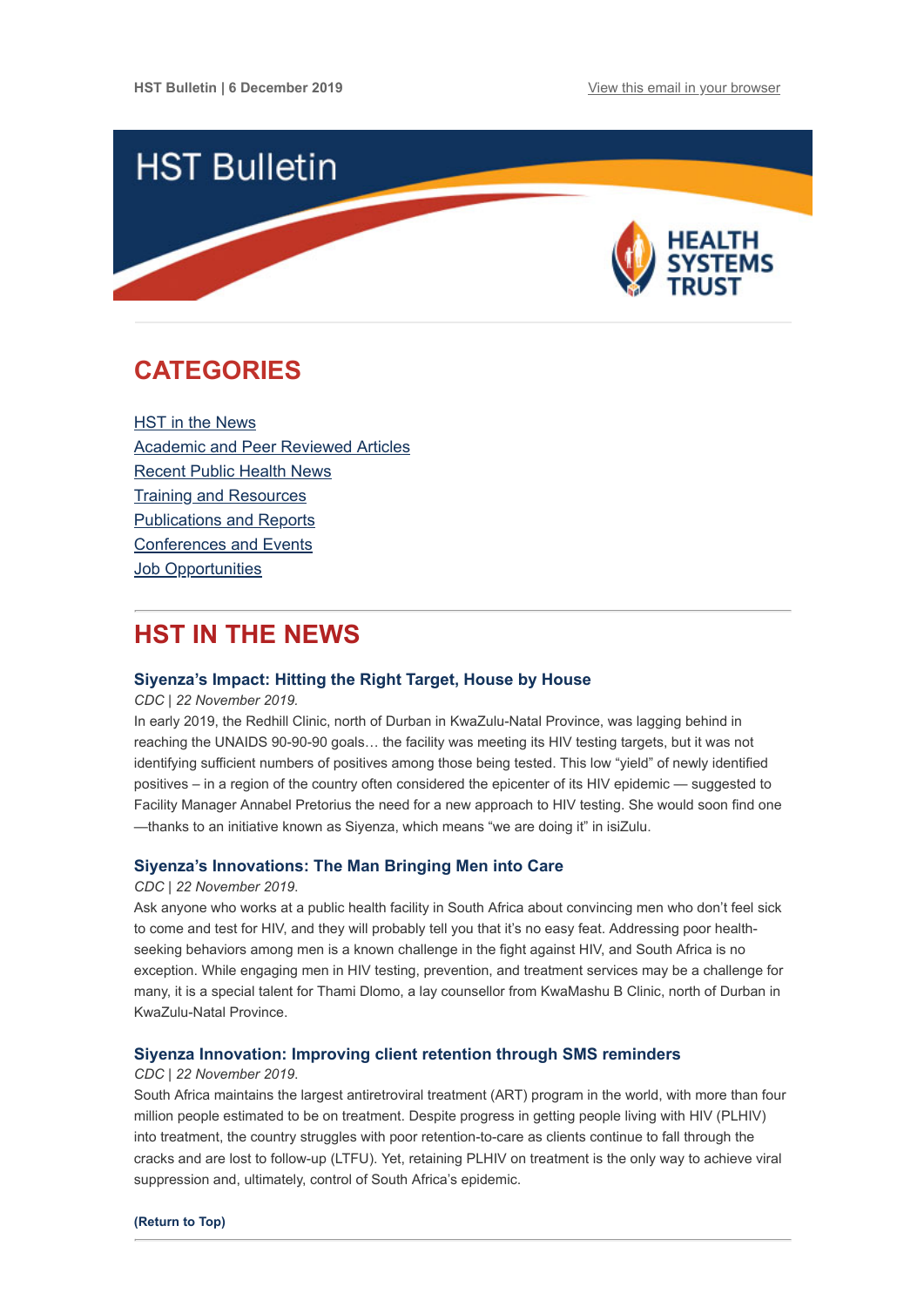HST Bulletin | 6 December 2019

View this email in your browser

# HST Bulletin

HEALTH SYSTEMS TRUST

## CATEGORIES

- HST in the News
- Academic and Peer Reviewed Articles
- Recent Public Health News
- Training and Resources
- Publications and Reports
- Conferences and Events
- Job Opportunities

## HST IN THE NEWS

### Siyenza's Impact: Hitting the Right Target, House by House

*CDC | 22 November 2019.*

In early 2019, the Redhill Clinic, north of Durban in KwaZulu-Natal Province, was lagging behind in reaching the UNAIDS 90-90-90 goals… the facility was meeting its HIV testing targets, but it was not identifying sufficient numbers of positives among those being tested. This low "yield" of newly identified positives – in a region of the country often considered the epicenter of its HIV epidemic — suggested to Facility Manager Annabel Pretorius the need for a new approach to HIV testing. She would soon find one —thanks to an initiative known as Siyenza, which means "we are doing it" in isiZulu.

### Siyenza's Innovations: The Man Bringing Men into Care

*CDC | 22 November 2019.*

Ask anyone who works at a public health facility in South Africa about convincing men who don't feel sick to come and test for HIV, and they will probably tell you that it's no easy feat. Addressing poor health-seeking behaviors among men is a known challenge in the fight against HIV, and South Africa is no exception. While engaging men in HIV testing, prevention, and treatment services may be a challenge for many, it is a special talent for Thami Dlomo, a lay counsellor from KwaMashu B Clinic, north of Durban in KwaZulu-Natal Province.

### Siyenza Innovation: Improving client retention through SMS reminders

*CDC | 22 November 2019.*

South Africa maintains the largest antiretroviral treatment (ART) program in the world, with more than four million people estimated to be on treatment. Despite progress in getting people living with HIV (PLHIV) into treatment, the country struggles with poor retention-to-care as clients continue to fall through the cracks and are lost to follow-up (LTFU). Yet, retaining PLHIV on treatment is the only way to achieve viral suppression and, ultimately, control of South Africa's epidemic.

**(Return to Top)**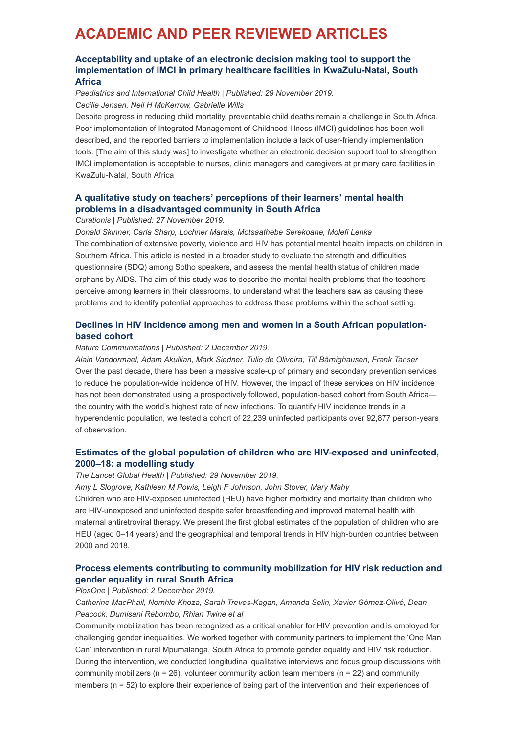# ACADEMIC AND PEER REVIEWED ARTICLES

### Acceptability and uptake of an electronic decision making tool to support the implementation of IMCI in primary healthcare facilities in KwaZulu-Natal, South Africa

*Paediatrics and International Child Health | Published: 29 November 2019.*

*Cecilie Jensen, Neil H McKerrow, Gabrielle Wills*

Despite progress in reducing child mortality, preventable child deaths remain a challenge in South Africa. Poor implementation of Integrated Management of Childhood Illness (IMCI) guidelines has been well described, and the reported barriers to implementation include a lack of user-friendly implementation tools. [The aim of this study was] to investigate whether an electronic decision support tool to strengthen IMCI implementation is acceptable to nurses, clinic managers and caregivers at primary care facilities in KwaZulu-Natal, South Africa

### A qualitative study on teachers' perceptions of their learners' mental health problems in a disadvantaged community in South Africa

*Curationis | Published: 27 November 2019.*

*Donald Skinner, Carla Sharp, Lochner Marais, Motsaathebe Serekoane, Molefi Lenka*

The combination of extensive poverty, violence and HIV has potential mental health impacts on children in Southern Africa. This article is nested in a broader study to evaluate the strength and difficulties questionnaire (SDQ) among Sotho speakers, and assess the mental health status of children made orphans by AIDS. The aim of this study was to describe the mental health problems that the teachers perceive among learners in their classrooms, to understand what the teachers saw as causing these problems and to identify potential approaches to address these problems within the school setting.

### Declines in HIV incidence among men and women in a South African population-based cohort

*Nature Communications | Published: 2 December 2019.*

*Alain Vandormael, Adam Akullian, Mark Siedner, Tulio de Oliveira, Till Bärnighausen, Frank Tanser*

Over the past decade, there has been a massive scale-up of primary and secondary prevention services to reduce the population-wide incidence of HIV. However, the impact of these services on HIV incidence has not been demonstrated using a prospectively followed, population-based cohort from South Africa—the country with the world's highest rate of new infections. To quantify HIV incidence trends in a hyperendemic population, we tested a cohort of 22,239 uninfected participants over 92,877 person-years of observation.

### Estimates of the global population of children who are HIV-exposed and uninfected, 2000–18: a modelling study

*The Lancet Global Health | Published: 29 November 2019.*

*Amy L Slogrove, Kathleen M Powis, Leigh F Johnson, John Stover, Mary Mahy*

Children who are HIV-exposed uninfected (HEU) have higher morbidity and mortality than children who are HIV-unexposed and uninfected despite safer breastfeeding and improved maternal health with maternal antiretroviral therapy. We present the first global estimates of the population of children who are HEU (aged 0–14 years) and the geographical and temporal trends in HIV high-burden countries between 2000 and 2018.

### Process elements contributing to community mobilization for HIV risk reduction and gender equality in rural South Africa

*PlosOne | Published: 2 December 2019.*

*Catherine MacPhail, Nomhle Khoza, Sarah Treves-Kagan, Amanda Selin, Xavier Gómez-Olivé, Dean Peacock, Dumisani Rebombo, Rhian Twine et al*

Community mobilization has been recognized as a critical enabler for HIV prevention and is employed for challenging gender inequalities. We worked together with community partners to implement the 'One Man Can' intervention in rural Mpumalanga, South Africa to promote gender equality and HIV risk reduction. During the intervention, we conducted longitudinal qualitative interviews and focus group discussions with community mobilizers (n = 26), volunteer community action team members (n = 22) and community members (n = 52) to explore their experience of being part of the intervention and their experiences of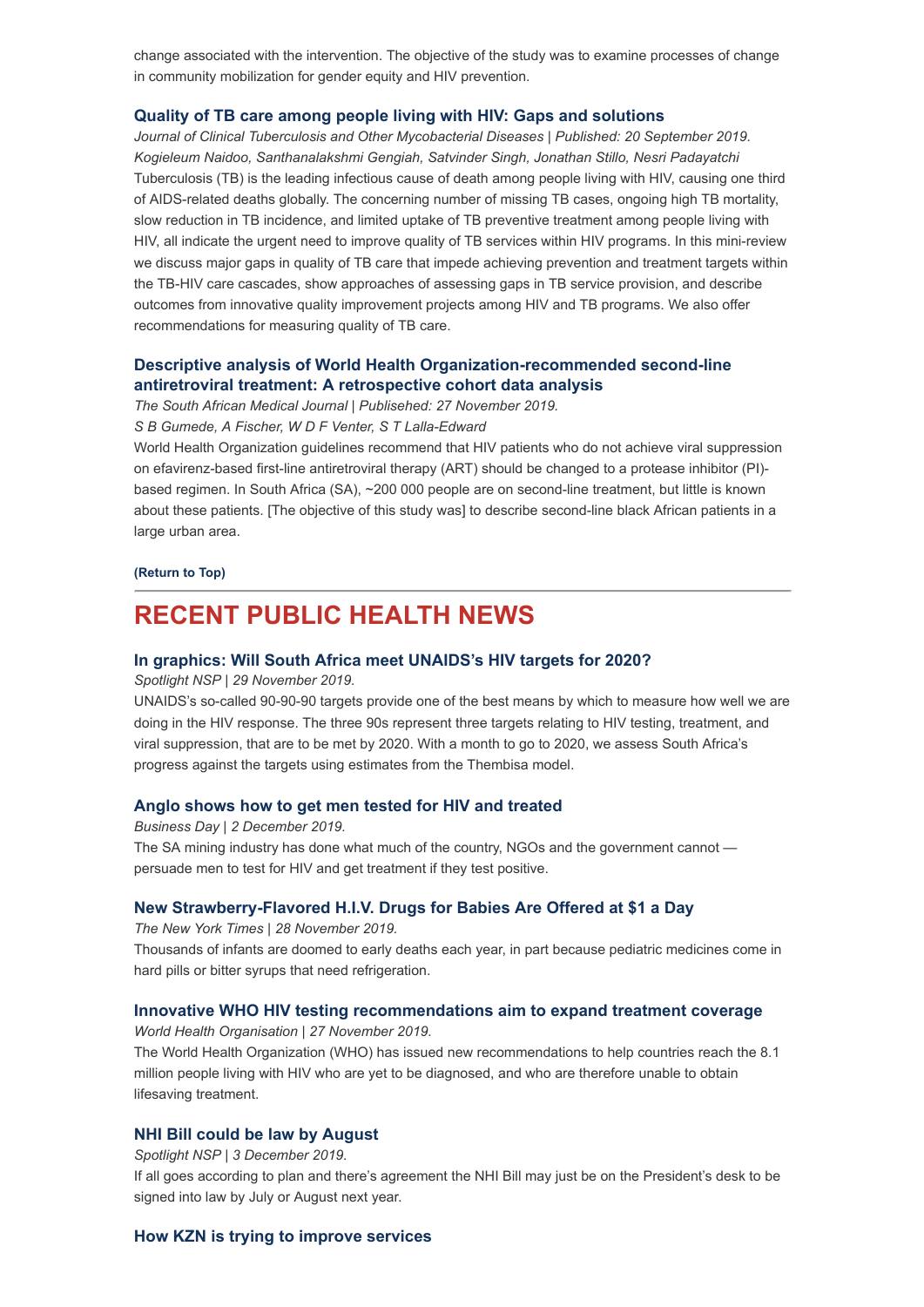change associated with the intervention. The objective of the study was to examine processes of change in community mobilization for gender equity and HIV prevention.

### Quality of TB care among people living with HIV: Gaps and solutions

*Journal of Clinical Tuberculosis and Other Mycobacterial Diseases | Published: 20 September 2019.*
*Kogieleum Naidoo, Santhanalakshmi Gengiah, Satvinder Singh, Jonathan Stillo, Nesri Padayatchi*
Tuberculosis (TB) is the leading infectious cause of death among people living with HIV, causing one third of AIDS-related deaths globally. The concerning number of missing TB cases, ongoing high TB mortality, slow reduction in TB incidence, and limited uptake of TB preventive treatment among people living with HIV, all indicate the urgent need to improve quality of TB services within HIV programs. In this mini-review we discuss major gaps in quality of TB care that impede achieving prevention and treatment targets within the TB-HIV care cascades, show approaches of assessing gaps in TB service provision, and describe outcomes from innovative quality improvement projects among HIV and TB programs. We also offer recommendations for measuring quality of TB care.

### Descriptive analysis of World Health Organization-recommended second-line antiretroviral treatment: A retrospective cohort data analysis

*The South African Medical Journal | Publisehed: 27 November 2019.*
*S B Gumede, A Fischer, W D F Venter, S T Lalla-Edward*
World Health Organization guidelines recommend that HIV patients who do not achieve viral suppression on efavirenz-based first-line antiretroviral therapy (ART) should be changed to a protease inhibitor (PI)-based regimen. In South Africa (SA), ~200 000 people are on second-line treatment, but little is known about these patients. [The objective of this study was] to describe second-line black African patients in a large urban area.

**(Return to Top)**

---

## RECENT PUBLIC HEALTH NEWS

### In graphics: Will South Africa meet UNAIDS's HIV targets for 2020?

*Spotlight NSP | 29 November 2019.*
UNAIDS's so-called 90-90-90 targets provide one of the best means by which to measure how well we are doing in the HIV response. The three 90s represent three targets relating to HIV testing, treatment, and viral suppression, that are to be met by 2020. With a month to go to 2020, we assess South Africa's progress against the targets using estimates from the Thembisa model.

### Anglo shows how to get men tested for HIV and treated

*Business Day | 2 December 2019.*
The SA mining industry has done what much of the country, NGOs and the government cannot — persuade men to test for HIV and get treatment if they test positive.

### New Strawberry-Flavored H.I.V. Drugs for Babies Are Offered at $1 a Day

*The New York Times | 28 November 2019.*
Thousands of infants are doomed to early deaths each year, in part because pediatric medicines come in hard pills or bitter syrups that need refrigeration.

### Innovative WHO HIV testing recommendations aim to expand treatment coverage

*World Health Organisation | 27 November 2019.*
The World Health Organization (WHO) has issued new recommendations to help countries reach the 8.1 million people living with HIV who are yet to be diagnosed, and who are therefore unable to obtain lifesaving treatment.

### NHI Bill could be law by August

*Spotlight NSP | 3 December 2019.*
If all goes according to plan and there's agreement the NHI Bill may just be on the President's desk to be signed into law by July or August next year.

### How KZN is trying to improve services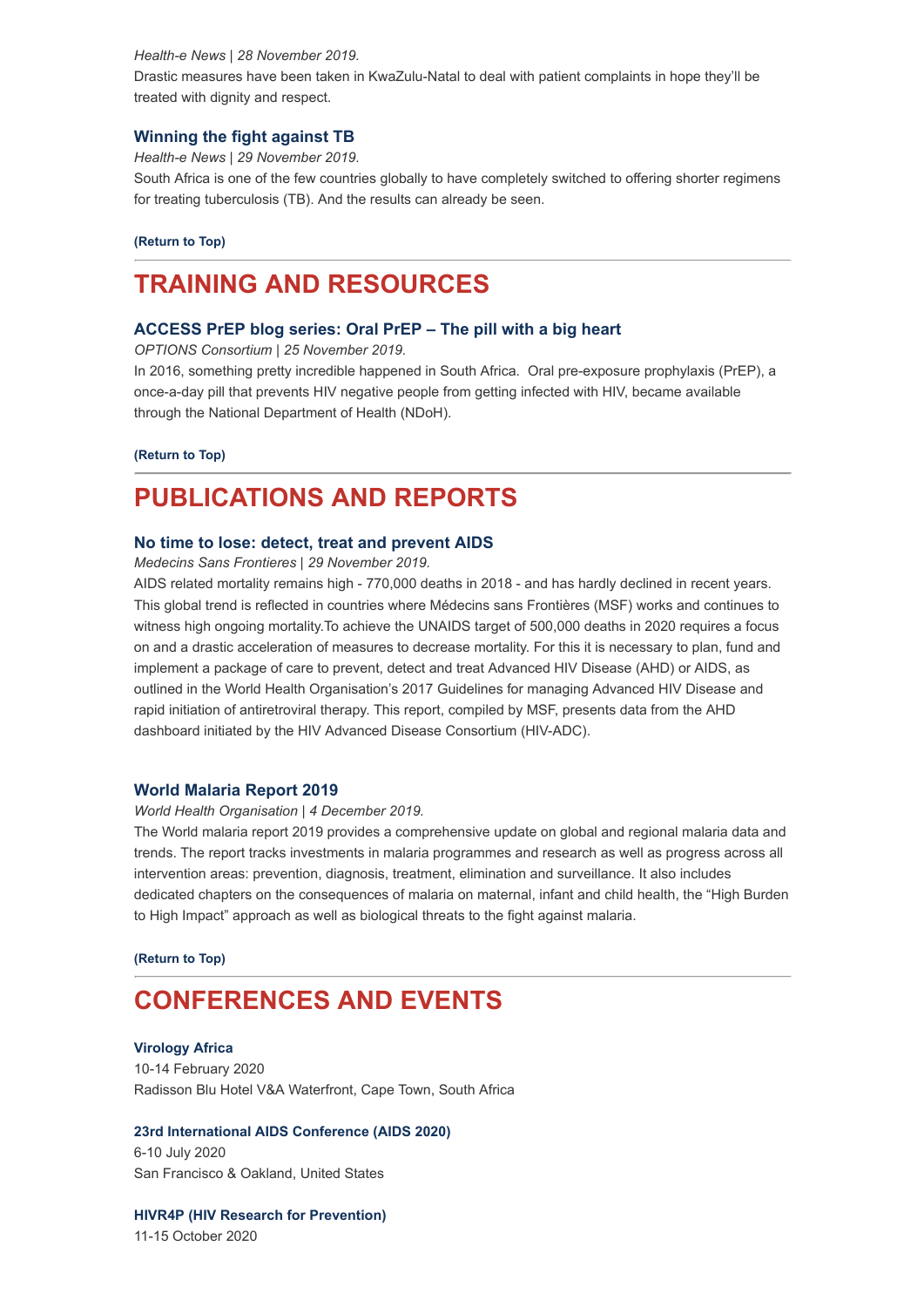*Health-e News | 28 November 2019.*

Drastic measures have been taken in KwaZulu-Natal to deal with patient complaints in hope they'll be treated with dignity and respect.

### Winning the fight against TB

*Health-e News | 29 November 2019.*

South Africa is one of the few countries globally to have completely switched to offering shorter regimens for treating tuberculosis (TB). And the results can already be seen.

**(Return to Top)**

---

# TRAINING AND RESOURCES

### ACCESS PrEP blog series: Oral PrEP – The pill with a big heart

*OPTIONS Consortium | 25 November 2019.*

In 2016, something pretty incredible happened in South Africa.  Oral pre-exposure prophylaxis (PrEP), a once-a-day pill that prevents HIV negative people from getting infected with HIV, became available through the National Department of Health (NDoH).

**(Return to Top)**

---

# PUBLICATIONS AND REPORTS

### No time to lose: detect, treat and prevent AIDS

*Medecins Sans Frontieres | 29 November 2019.*

AIDS related mortality remains high - 770,000 deaths in 2018 - and has hardly declined in recent years. This global trend is reflected in countries where Médecins sans Frontières (MSF) works and continues to witness high ongoing mortality.To achieve the UNAIDS target of 500,000 deaths in 2020 requires a focus on and a drastic acceleration of measures to decrease mortality. For this it is necessary to plan, fund and implement a package of care to prevent, detect and treat Advanced HIV Disease (AHD) or AIDS, as outlined in the World Health Organisation's 2017 Guidelines for managing Advanced HIV Disease and rapid initiation of antiretroviral therapy. This report, compiled by MSF, presents data from the AHD dashboard initiated by the HIV Advanced Disease Consortium (HIV-ADC).

### World Malaria Report 2019

*World Health Organisation | 4 December 2019.*

The World malaria report 2019 provides a comprehensive update on global and regional malaria data and trends. The report tracks investments in malaria programmes and research as well as progress across all intervention areas: prevention, diagnosis, treatment, elimination and surveillance. It also includes dedicated chapters on the consequences of malaria on maternal, infant and child health, the "High Burden to High Impact" approach as well as biological threats to the fight against malaria.

**(Return to Top)**

---

# CONFERENCES AND EVENTS

**Virology Africa**
10-14 February 2020
Radisson Blu Hotel V&A Waterfront, Cape Town, South Africa

**23rd International AIDS Conference (AIDS 2020)**
6-10 July 2020
San Francisco & Oakland, United States

**HIVR4P (HIV Research for Prevention)**
11-15 October 2020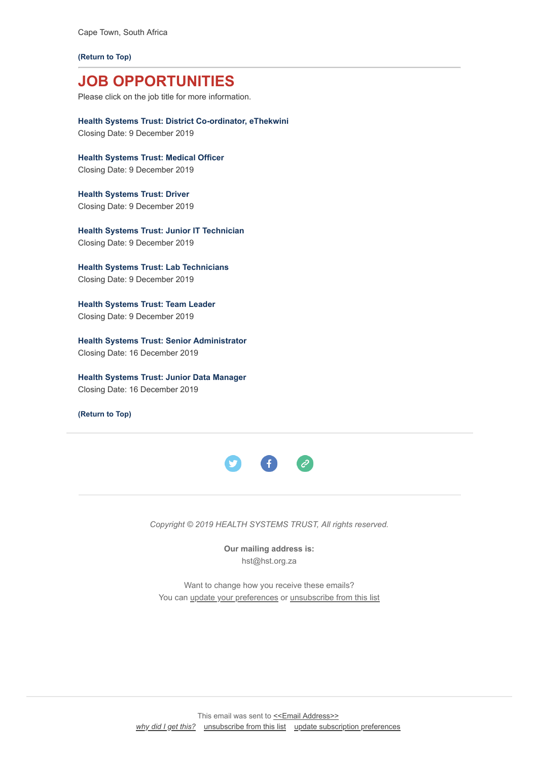Cape Town, South Africa

**(Return to Top)**

---

# JOB OPPORTUNITIES

Please click on the job title for more information.

**Health Systems Trust: District Co-ordinator, eThekwini**
Closing Date: 9 December 2019

**Health Systems Trust: Medical Officer**
Closing Date: 9 December 2019

**Health Systems Trust: Driver**
Closing Date: 9 December 2019

**Health Systems Trust: Junior IT Technician**
Closing Date: 9 December 2019

**Health Systems Trust: Lab Technicians**
Closing Date: 9 December 2019

**Health Systems Trust: Team Leader**
Closing Date: 9 December 2019

**Health Systems Trust: Senior Administrator**
Closing Date: 16 December 2019

**Health Systems Trust: Junior Data Manager**
Closing Date: 16 December 2019

**(Return to Top)**

---

*Copyright © 2019 HEALTH SYSTEMS TRUST, All rights reserved.*

**Our mailing address is:**
hst@hst.org.za

Want to change how you receive these emails?
You can update your preferences or unsubscribe from this list

---

This email was sent to <<Email Address>>
*why did I get this?* unsubscribe from this list update subscription preferences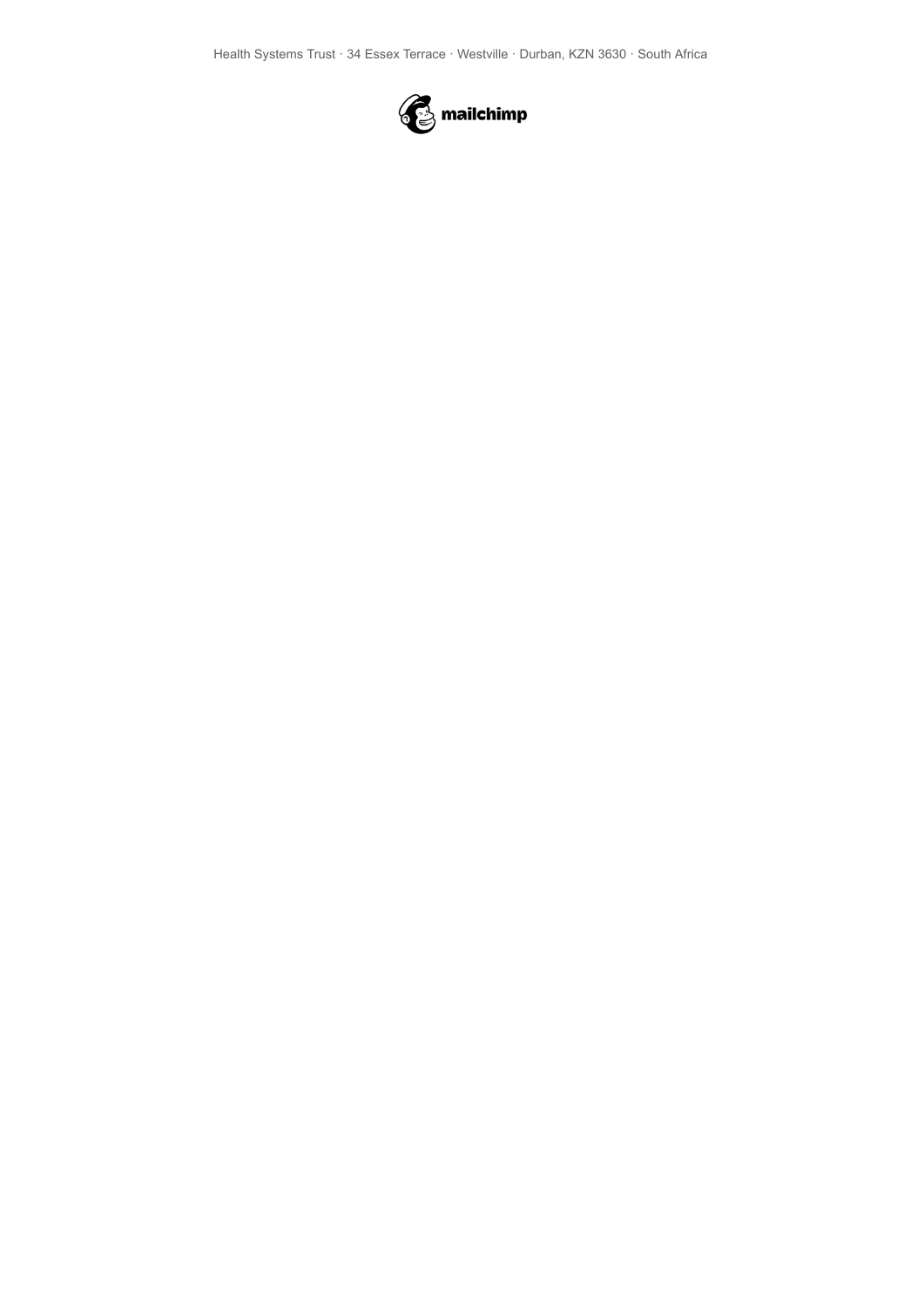Health Systems Trust · 34 Essex Terrace · Westville · Durban, KZN 3630 · South Africa

mailchimp